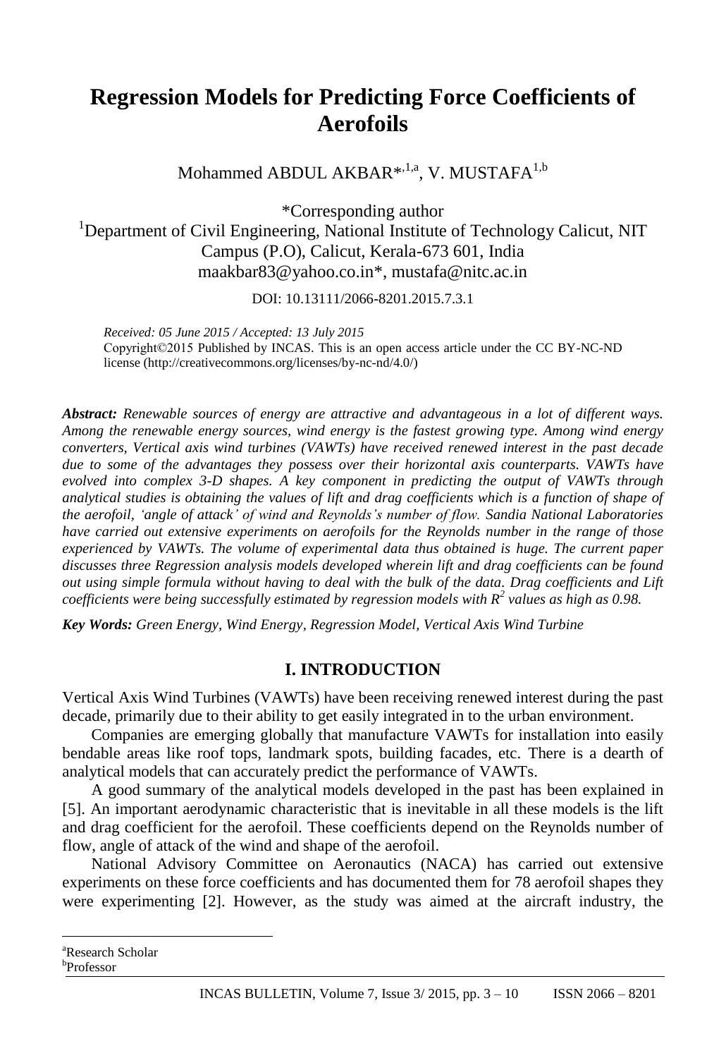# Regression Models for Predicting Force Coefficients of Aerofoils

Mohammed ABDUL AKBAR*[,1,a], V. MUSTAFA[1,b]

*Corresponding author

[1]Department of Civil Engineering, National Institute of Technology Calicut, NIT Campus (P.O), Calicut, Kerala-673 601, India
maakbar83@yahoo.co.in*, mustafa@nitc.ac.in

DOI: 10.13111/2066-8201.2015.7.3.1

*Received: 05 June 2015 / Accepted: 13 July 2015*
Copyright©2015 Published by INCAS. This is an open access article under the CC BY-NC-ND license (http://creativecommons.org/licenses/by-nc-nd/4.0/)

***Abstract:*** *Renewable sources of energy are attractive and advantageous in a lot of different ways. Among the renewable energy sources, wind energy is the fastest growing type. Among wind energy converters, Vertical axis wind turbines (VAWTs) have received renewed interest in the past decade due to some of the advantages they possess over their horizontal axis counterparts. VAWTs have evolved into complex 3-D shapes. A key component in predicting the output of VAWTs through analytical studies is obtaining the values of lift and drag coefficients which is a function of shape of the aerofoil, 'angle of attack' of wind and Reynolds's number of flow. Sandia National Laboratories have carried out extensive experiments on aerofoils for the Reynolds number in the range of those experienced by VAWTs. The volume of experimental data thus obtained is huge. The current paper discusses three Regression analysis models developed wherein lift and drag coefficients can be found out using simple formula without having to deal with the bulk of the data. Drag coefficients and Lift coefficients were being successfully estimated by regression models with $R^2$ values as high as 0.98.*

***Key Words:*** *Green Energy, Wind Energy, Regression Model, Vertical Axis Wind Turbine*

## I. INTRODUCTION

Vertical Axis Wind Turbines (VAWTs) have been receiving renewed interest during the past decade, primarily due to their ability to get easily integrated in to the urban environment.

Companies are emerging globally that manufacture VAWTs for installation into easily bendable areas like roof tops, landmark spots, building facades, etc. There is a dearth of analytical models that can accurately predict the performance of VAWTs.

A good summary of the analytical models developed in the past has been explained in [5]. An important aerodynamic characteristic that is inevitable in all these models is the lift and drag coefficient for the aerofoil. These coefficients depend on the Reynolds number of flow, angle of attack of the wind and shape of the aerofoil.

National Advisory Committee on Aeronautics (NACA) has carried out extensive experiments on these force coefficients and has documented them for 78 aerofoil shapes they were experimenting [2]. However, as the study was aimed at the aircraft industry, the

---

[a]Research Scholar
[b]Professor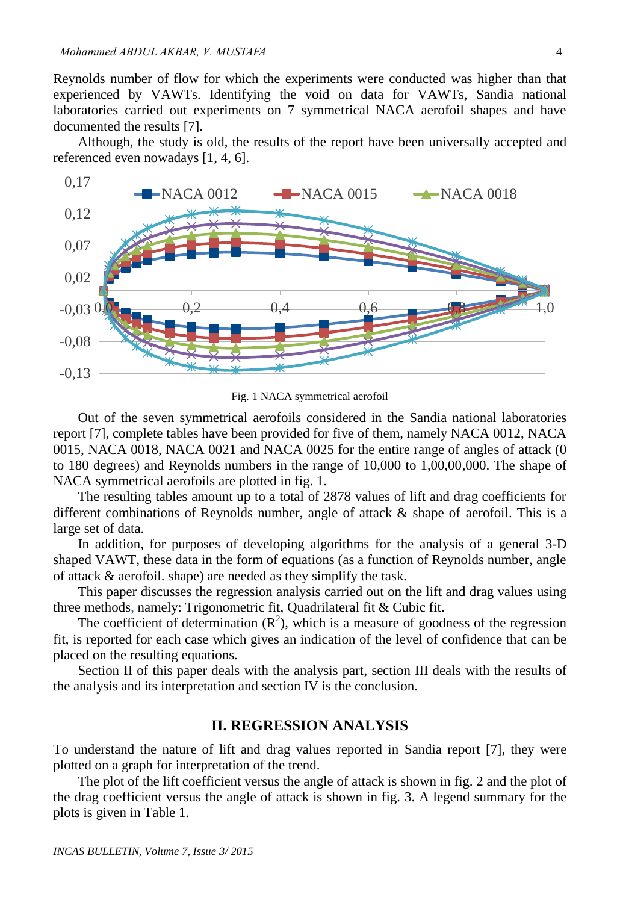Reynolds number of flow for which the experiments were conducted was higher than that experienced by VAWTs. Identifying the void on data for VAWTs, Sandia national laboratories carried out experiments on 7 symmetrical NACA aerofoil shapes and have documented the results [7].

Although, the study is old, the results of the report have been universally accepted and referenced even nowadays [1, 4, 6].

Fig. 1 NACA symmetrical aerofoil

Out of the seven symmetrical aerofoils considered in the Sandia national laboratories report [7], complete tables have been provided for five of them, namely NACA 0012, NACA 0015, NACA 0018, NACA 0021 and NACA 0025 for the entire range of angles of attack (0 to 180 degrees) and Reynolds numbers in the range of 10,000 to 1,00,00,000. The shape of NACA symmetrical aerofoils are plotted in fig. 1.

The resulting tables amount up to a total of 2878 values of lift and drag coefficients for different combinations of Reynolds number, angle of attack & shape of aerofoil. This is a large set of data.

In addition, for purposes of developing algorithms for the analysis of a general 3-D shaped VAWT, these data in the form of equations (as a function of Reynolds number, angle of attack & aerofoil. shape) are needed as they simplify the task.

This paper discusses the regression analysis carried out on the lift and drag values using three methods, namely: Trigonometric fit, Quadrilateral fit & Cubic fit.

The coefficient of determination ($R^2$), which is a measure of goodness of the regression fit, is reported for each case which gives an indication of the level of confidence that can be placed on the resulting equations.

Section II of this paper deals with the analysis part, section III deals with the results of the analysis and its interpretation and section IV is the conclusion.

## II. REGRESSION ANALYSIS

To understand the nature of lift and drag values reported in Sandia report [7], they were plotted on a graph for interpretation of the trend.

The plot of the lift coefficient versus the angle of attack is shown in fig. 2 and the plot of the drag coefficient versus the angle of attack is shown in fig. 3. A legend summary for the plots is given in Table 1.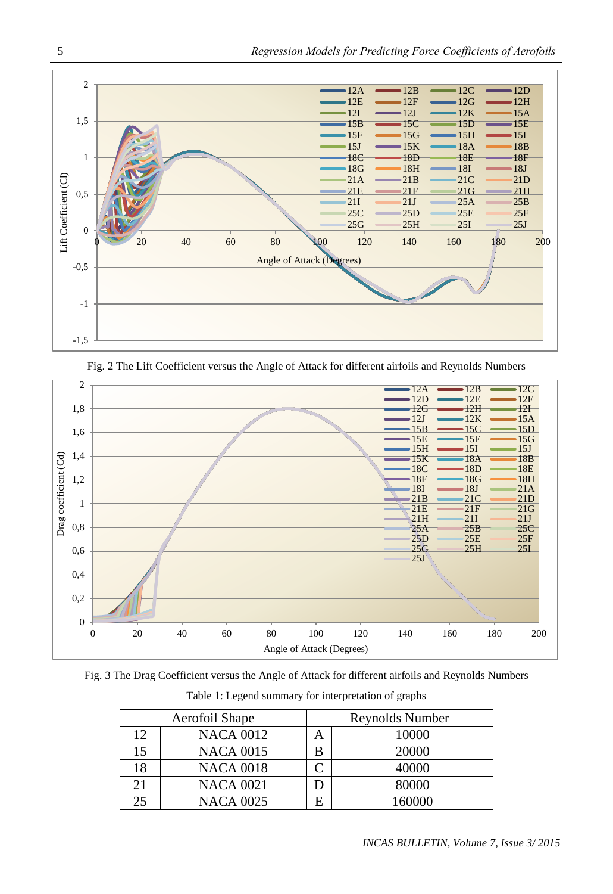Fig. 2 The Lift Coefficient versus the Angle of Attack for different airfoils and Reynolds Numbers

Fig. 3 The Drag Coefficient versus the Angle of Attack for different airfoils and Reynolds Numbers

Table 1: Legend summary for interpretation of graphs

| Aerofoil Shape | | Reynolds Number | |
|---|---|---|---|
| 12 | NACA 0012 | A | 10000 |
| 15 | NACA 0015 | B | 20000 |
| 18 | NACA 0018 | C | 40000 |
| 21 | NACA 0021 | D | 80000 |
| 25 | NACA 0025 | E | 160000 |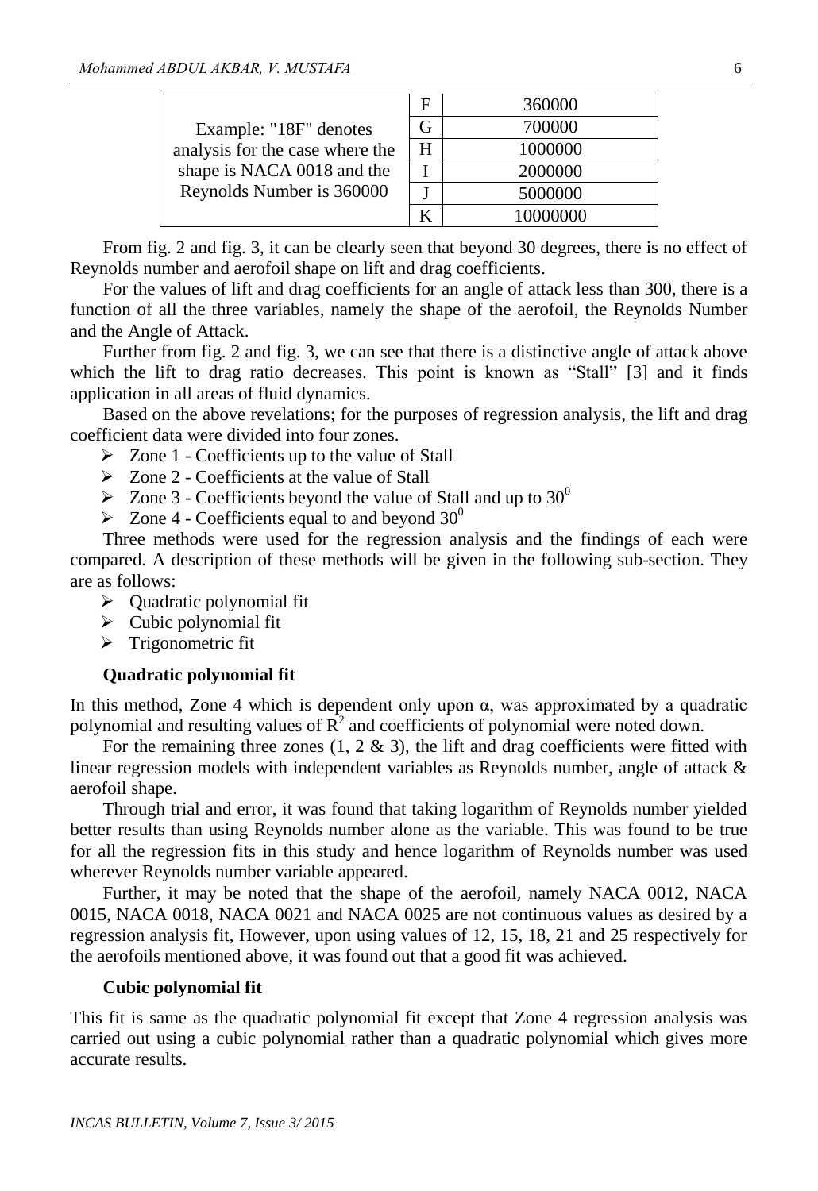| Example: "18F" denotes analysis for the case where the shape is NACA 0018 and the Reynolds Number is 360000 | F | 360000 |
|---|---|---|
| | G | 700000 |
| | H | 1000000 |
| | I | 2000000 |
| | J | 5000000 |
| | K | 10000000 |

From fig. 2 and fig. 3, it can be clearly seen that beyond 30 degrees, there is no effect of Reynolds number and aerofoil shape on lift and drag coefficients.

For the values of lift and drag coefficients for an angle of attack less than 300, there is a function of all the three variables, namely the shape of the aerofoil, the Reynolds Number and the Angle of Attack.

Further from fig. 2 and fig. 3, we can see that there is a distinctive angle of attack above which the lift to drag ratio decreases. This point is known as "Stall" [3] and it finds application in all areas of fluid dynamics.

Based on the above revelations; for the purposes of regression analysis, the lift and drag coefficient data were divided into four zones.

- Zone 1 - Coefficients up to the value of Stall
- Zone 2 - Coefficients at the value of Stall
- Zone 3 - Coefficients beyond the value of Stall and up to $30^0$
- Zone 4 - Coefficients equal to and beyond $30^0$

Three methods were used for the regression analysis and the findings of each were compared. A description of these methods will be given in the following sub-section. They are as follows:

- Quadratic polynomial fit
- Cubic polynomial fit
- Trigonometric fit

**Quadratic polynomial fit**

In this method, Zone 4 which is dependent only upon α, was approximated by a quadratic polynomial and resulting values of $R^2$ and coefficients of polynomial were noted down.

For the remaining three zones (1, 2 & 3), the lift and drag coefficients were fitted with linear regression models with independent variables as Reynolds number, angle of attack & aerofoil shape.

Through trial and error, it was found that taking logarithm of Reynolds number yielded better results than using Reynolds number alone as the variable. This was found to be true for all the regression fits in this study and hence logarithm of Reynolds number was used wherever Reynolds number variable appeared.

Further, it may be noted that the shape of the aerofoil, namely NACA 0012, NACA 0015, NACA 0018, NACA 0021 and NACA 0025 are not continuous values as desired by a regression analysis fit, However, upon using values of 12, 15, 18, 21 and 25 respectively for the aerofoils mentioned above, it was found out that a good fit was achieved.

**Cubic polynomial fit**

This fit is same as the quadratic polynomial fit except that Zone 4 regression analysis was carried out using a cubic polynomial rather than a quadratic polynomial which gives more accurate results.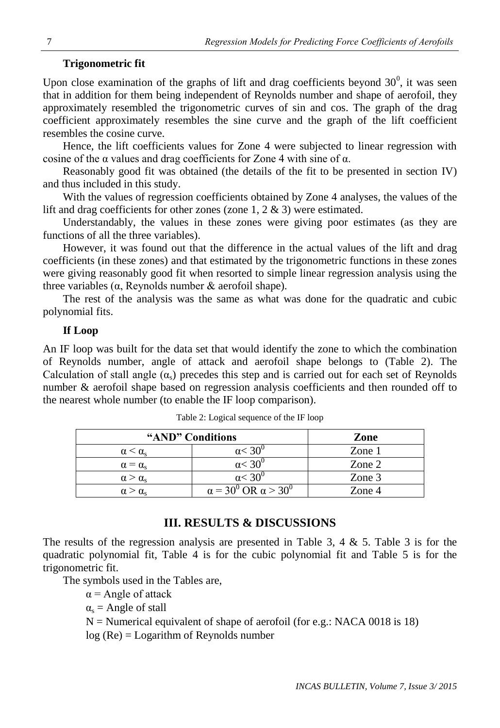**Trigonometric fit**

Upon close examination of the graphs of lift and drag coefficients beyond $30^0$, it was seen that in addition for them being independent of Reynolds number and shape of aerofoil, they approximately resembled the trigonometric curves of sin and cos. The graph of the drag coefficient approximately resembles the sine curve and the graph of the lift coefficient resembles the cosine curve.

Hence, the lift coefficients values for Zone 4 were subjected to linear regression with cosine of the α values and drag coefficients for Zone 4 with sine of α.

Reasonably good fit was obtained (the details of the fit to be presented in section IV) and thus included in this study.

With the values of regression coefficients obtained by Zone 4 analyses, the values of the lift and drag coefficients for other zones (zone 1, 2 & 3) were estimated.

Understandably, the values in these zones were giving poor estimates (as they are functions of all the three variables).

However, it was found out that the difference in the actual values of the lift and drag coefficients (in these zones) and that estimated by the trigonometric functions in these zones were giving reasonably good fit when resorted to simple linear regression analysis using the three variables (α, Reynolds number & aerofoil shape).

The rest of the analysis was the same as what was done for the quadratic and cubic polynomial fits.

**If Loop**

An IF loop was built for the data set that would identify the zone to which the combination of Reynolds number, angle of attack and aerofoil shape belongs to (Table 2). The Calculation of stall angle ($\alpha_s$) precedes this step and is carried out for each set of Reynolds number & aerofoil shape based on regression analysis coefficients and then rounded off to the nearest whole number (to enable the IF loop comparison).

Table 2: Logical sequence of the IF loop

| "AND" Conditions | | Zone |
|---|---|---|
| $\alpha < \alpha_s$ | $\alpha < 30^0$ | Zone 1 |
| $\alpha = \alpha_s$ | $\alpha < 30^0$ | Zone 2 |
| $\alpha > \alpha_s$ | $\alpha < 30^0$ | Zone 3 |
| $\alpha > \alpha_s$ | $\alpha = 30^0$ OR $\alpha > 30^0$ | Zone 4 |

## III. RESULTS & DISCUSSIONS

The results of the regression analysis are presented in Table 3, 4 & 5. Table 3 is for the quadratic polynomial fit, Table 4 is for the cubic polynomial fit and Table 5 is for the trigonometric fit.

The symbols used in the Tables are,

α = Angle of attack

$\alpha_s$ = Angle of stall

N = Numerical equivalent of shape of aerofoil (for e.g.: NACA 0018 is 18)

log (Re) = Logarithm of Reynolds number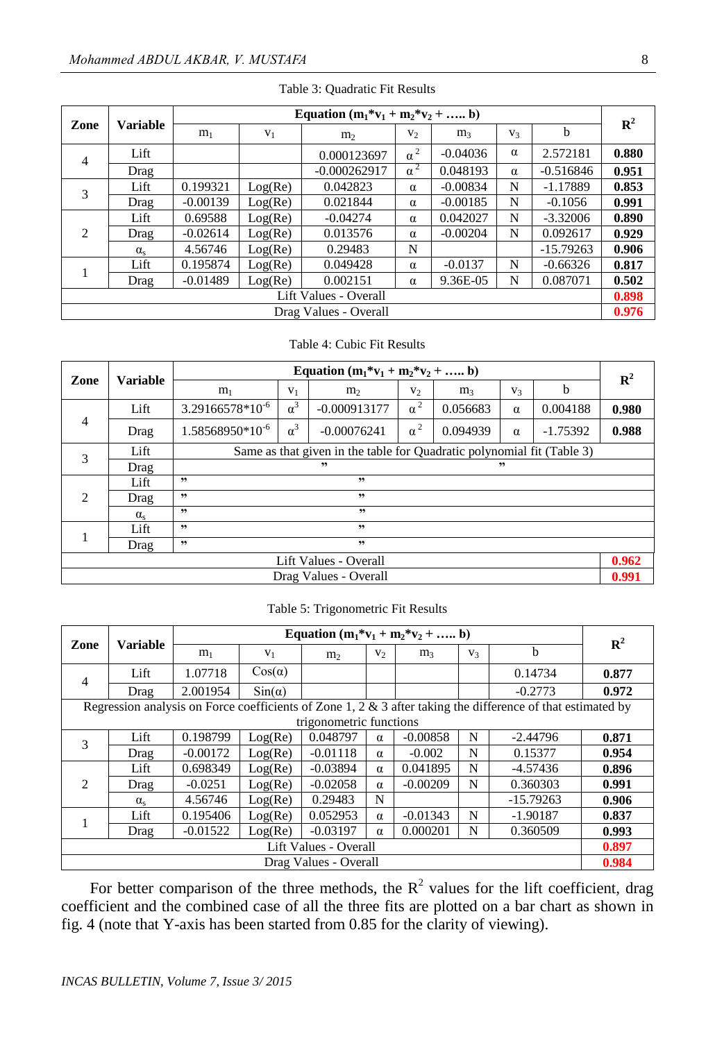Table 3: Quadratic Fit Results

| Zone | Variable | Equation ($m_1$\*$v_1$ + $m_2$\*$v_2$ + ….. b) | | | | | | | $R^2$ |
|---|---|---|---|---|---|---|---|---|---|
| | | $m_1$ | $v_1$ | $m_2$ | $v_2$ | $m_3$ | $v_3$ | b | |
| 4 | Lift | | | 0.000123697 | $\alpha^2$ | -0.04036 | $\alpha$ | 2.572181 | **0.880** |
| | Drag | | | -0.000262917 | $\alpha^2$ | 0.048193 | $\alpha$ | -0.516846 | **0.951** |
| 3 | Lift | 0.199321 | Log(Re) | 0.042823 | $\alpha$ | -0.00834 | N | -1.17889 | **0.853** |
| | Drag | -0.00139 | Log(Re) | 0.021844 | $\alpha$ | -0.00185 | N | -0.1056 | **0.991** |
| 2 | Lift | 0.69588 | Log(Re) | -0.04274 | $\alpha$ | 0.042027 | N | -3.32006 | **0.890** |
| | Drag | -0.02614 | Log(Re) | 0.013576 | $\alpha$ | -0.00204 | N | 0.092617 | **0.929** |
| | $\alpha_s$ | 4.56746 | Log(Re) | 0.29483 | N | | | -15.79263 | **0.906** |
| 1 | Lift | 0.195874 | Log(Re) | 0.049428 | $\alpha$ | -0.0137 | N | -0.66326 | **0.817** |
| | Drag | -0.01489 | Log(Re) | 0.002151 | $\alpha$ | 9.36E-05 | N | 0.087071 | **0.502** |
| Lift Values - Overall | | | | | | | | | **0.898** |
| Drag Values - Overall | | | | | | | | | **0.976** |

Table 4: Cubic Fit Results

| Zone | Variable | Equation ($m_1$\*$v_1$ + $m_2$\*$v_2$ + ….. b) | | | | | | | $R^2$ |
|---|---|---|---|---|---|---|---|---|---|
| | | $m_1$ | $v_1$ | $m_2$ | $v_2$ | $m_3$ | $v_3$ | b | |
| 4 | Lift | $3.29166578*10^{-6}$ | $\alpha^3$ | -0.000913177 | $\alpha^2$ | 0.056683 | $\alpha$ | 0.004188 | **0.980** |
| | Drag | $1.58568950*10^{-6}$ | $\alpha^3$ | -0.00076241 | $\alpha^2$ | 0.094939 | $\alpha$ | -1.75392 | **0.988** |
| 3 | Lift | Same as that given in the table for Quadratic polynomial fit (Table 3) | | | | | | | |
| | Drag | ” | | ” | | | | ” | |
| 2 | Lift | ” | | ” | | | | | |
| | Drag | ” | | ” | | | | | |
| | $\alpha_s$ | ” | | ” | | | | | |
| 1 | Lift | ” | | ” | | | | | |
| | Drag | ” | | ” | | | | | |
| Lift Values - Overall | | | | | | | | | **0.962** |
| Drag Values - Overall | | | | | | | | | **0.991** |

Table 5: Trigonometric Fit Results

| Zone | Variable | Equation ($m_1$\*$v_1$ + $m_2$\*$v_2$ + ….. b) | | | | | | | $R^2$ |
|---|---|---|---|---|---|---|---|---|---|
| | | $m_1$ | $v_1$ | $m_2$ | $v_2$ | $m_3$ | $v_3$ | b | |
| 4 | Lift | 1.07718 | Cos($\alpha$) | | | | | 0.14734 | **0.877** |
| | Drag | 2.001954 | Sin($\alpha$) | | | | | -0.2773 | **0.972** |
| Regression analysis on Force coefficients of Zone 1, 2 & 3 after taking the difference of that estimated by trigonometric functions | | | | | | | | | |
| 3 | Lift | 0.198799 | Log(Re) | 0.048797 | $\alpha$ | -0.00858 | N | -2.44796 | **0.871** |
| | Drag | -0.00172 | Log(Re) | -0.01118 | $\alpha$ | -0.002 | N | 0.15377 | **0.954** |
| 2 | Lift | 0.698349 | Log(Re) | -0.03894 | $\alpha$ | 0.041895 | N | -4.57436 | **0.896** |
| | Drag | -0.0251 | Log(Re) | -0.02058 | $\alpha$ | -0.00209 | N | 0.360303 | **0.991** |
| | $\alpha_s$ | 4.56746 | Log(Re) | 0.29483 | N | | | -15.79263 | **0.906** |
| 1 | Lift | 0.195406 | Log(Re) | 0.052953 | $\alpha$ | -0.01343 | N | -1.90187 | **0.837** |
| | Drag | -0.01522 | Log(Re) | -0.03197 | $\alpha$ | 0.000201 | N | 0.360509 | **0.993** |
| Lift Values - Overall | | | | | | | | | **0.897** |
| Drag Values - Overall | | | | | | | | | **0.984** |

For better comparison of the three methods, the $R^2$ values for the lift coefficient, drag coefficient and the combined case of all the three fits are plotted on a bar chart as shown in fig. 4 (note that Y-axis has been started from 0.85 for the clarity of viewing).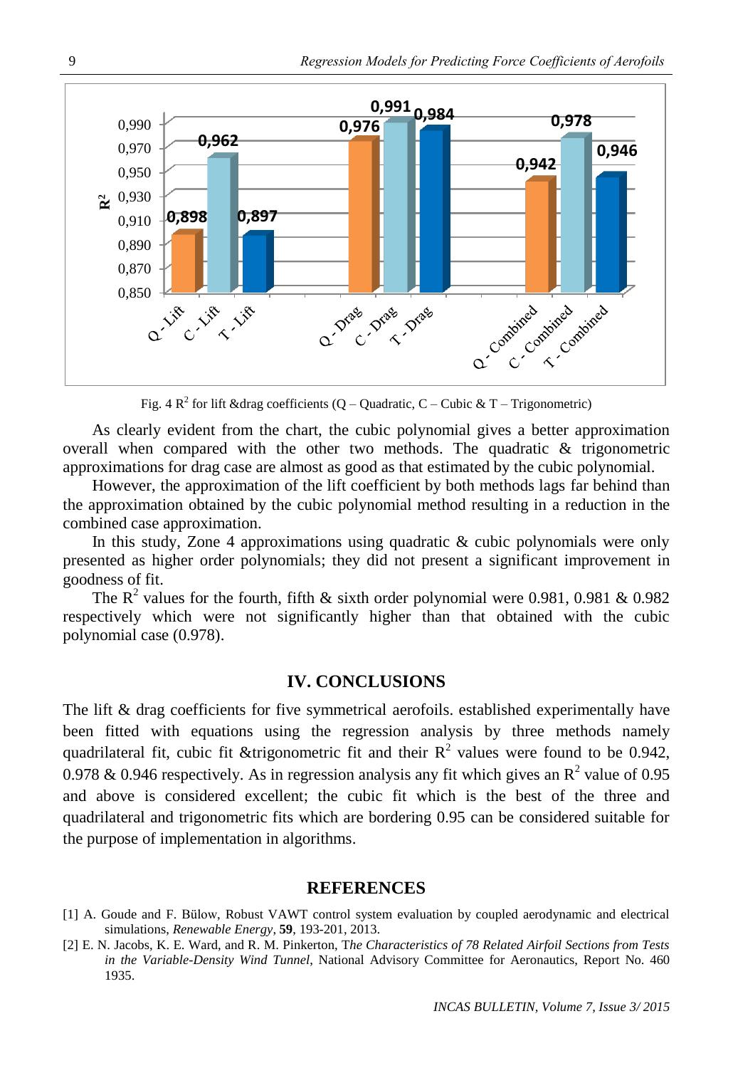Fig. 4 $R^2$ for lift &drag coefficients (Q – Quadratic, C – Cubic & T – Trigonometric)

As clearly evident from the chart, the cubic polynomial gives a better approximation overall when compared with the other two methods. The quadratic & trigonometric approximations for drag case are almost as good as that estimated by the cubic polynomial.

However, the approximation of the lift coefficient by both methods lags far behind than the approximation obtained by the cubic polynomial method resulting in a reduction in the combined case approximation.

In this study, Zone 4 approximations using quadratic & cubic polynomials were only presented as higher order polynomials; they did not present a significant improvement in goodness of fit.

The $R^2$ values for the fourth, fifth & sixth order polynomial were 0.981, 0.981 & 0.982 respectively which were not significantly higher than that obtained with the cubic polynomial case (0.978).

## IV. CONCLUSIONS

The lift & drag coefficients for five symmetrical aerofoils. established experimentally have been fitted with equations using the regression analysis by three methods namely quadrilateral fit, cubic fit &trigonometric fit and their $R^2$ values were found to be 0.942, 0.978 & 0.946 respectively. As in regression analysis any fit which gives an $R^2$ value of 0.95 and above is considered excellent; the cubic fit which is the best of the three and quadrilateral and trigonometric fits which are bordering 0.95 can be considered suitable for the purpose of implementation in algorithms.

## REFERENCES

[1] A. Goude and F. Bülow, Robust VAWT control system evaluation by coupled aerodynamic and electrical simulations, *Renewable Energy*, **59**, 193-201, 2013.

[2] E. N. Jacobs, K. E. Ward, and R. M. Pinkerton, T*he Characteristics of 78 Related Airfoil Sections from Tests in the Variable-Density Wind Tunnel*, National Advisory Committee for Aeronautics, Report No. 460 1935.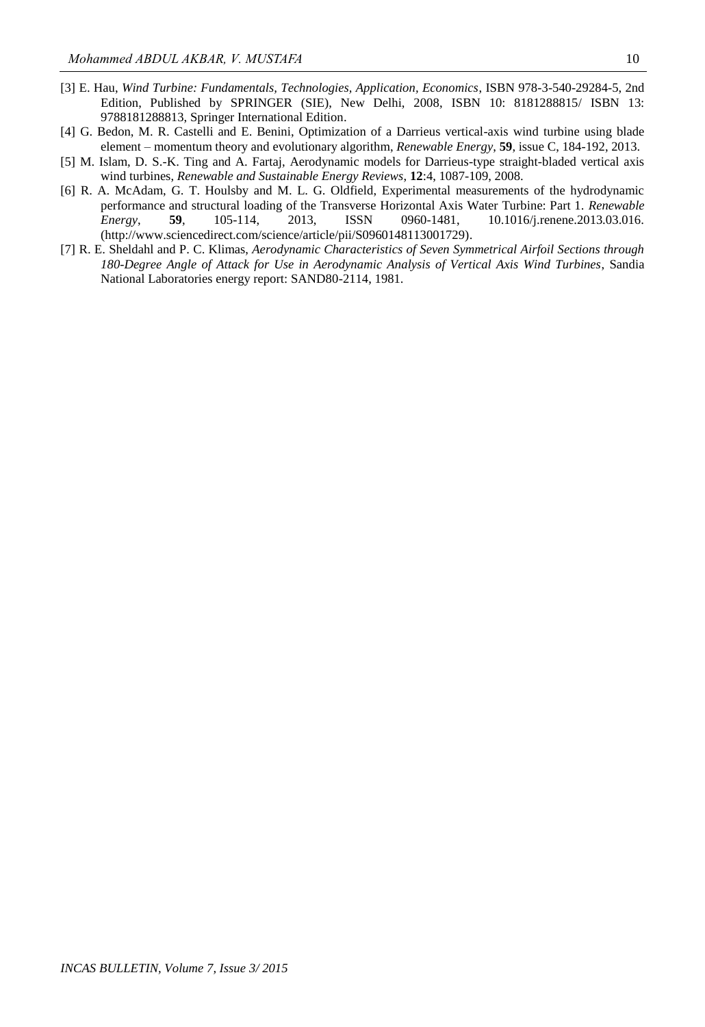[3] E. Hau, *Wind Turbine: Fundamentals, Technologies, Application, Economics*, ISBN 978-3-540-29284-5, 2nd Edition, Published by SPRINGER (SIE), New Delhi, 2008, ISBN 10: 8181288815/ ISBN 13: 9788181288813, Springer International Edition.

[4] G. Bedon, M. R. Castelli and E. Benini, Optimization of a Darrieus vertical-axis wind turbine using blade element – momentum theory and evolutionary algorithm, *Renewable Energy*, **59**, issue C, 184-192, 2013.

[5] M. Islam, D. S.-K. Ting and A. Fartaj, Aerodynamic models for Darrieus-type straight-bladed vertical axis wind turbines, *Renewable and Sustainable Energy Reviews*, **12**:4, 1087-109, 2008.

[6] R. A. McAdam, G. T. Houlsby and M. L. G. Oldfield, Experimental measurements of the hydrodynamic performance and structural loading of the Transverse Horizontal Axis Water Turbine: Part 1. *Renewable Energy*, **59**, 105-114, 2013, ISSN 0960-1481, 10.1016/j.renene.2013.03.016. (http://www.sciencedirect.com/science/article/pii/S0960148113001729).

[7] R. E. Sheldahl and P. C. Klimas, *Aerodynamic Characteristics of Seven Symmetrical Airfoil Sections through 180-Degree Angle of Attack for Use in Aerodynamic Analysis of Vertical Axis Wind Turbines*, Sandia National Laboratories energy report: SAND80-2114, 1981.